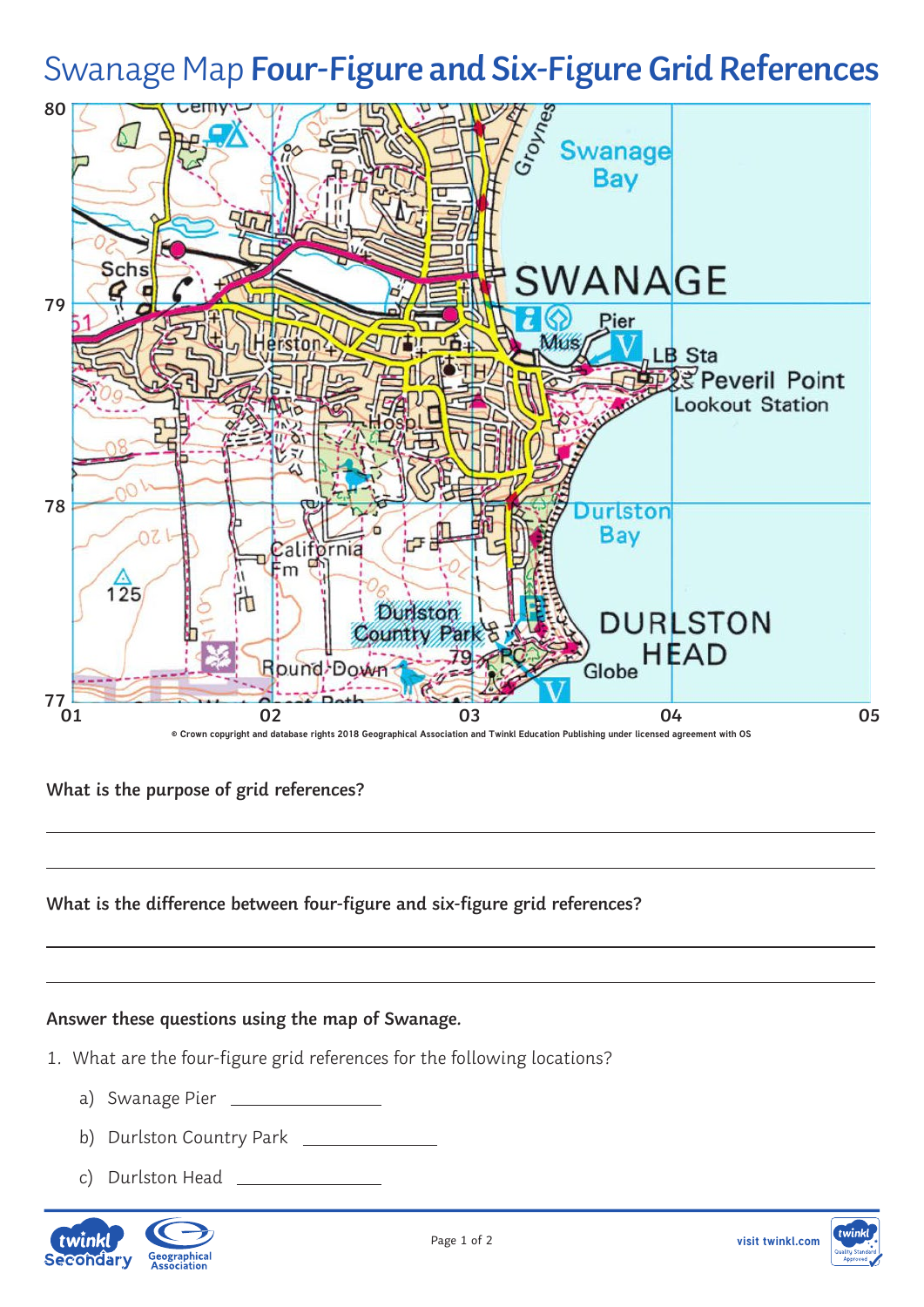# Swanage Map **Four-Figure and Six-Figure Grid References**

© Crown copyright and database rights 2018 Geographical Association and Twinkl Education Publishing under licensed agreement with OS

**What is the purpose of grid references?**

______________________________________________

______________________________________________

**What is the difference between four-figure and six-figure grid references?**

______________________________________________

______________________________________________

**Answer these questions using the map of Swanage.**

1. What are the four-figure grid references for the following locations?

   a) Swanage Pier ______________

   b) Durlston Country Park ______________

   c) Durlston Head ______________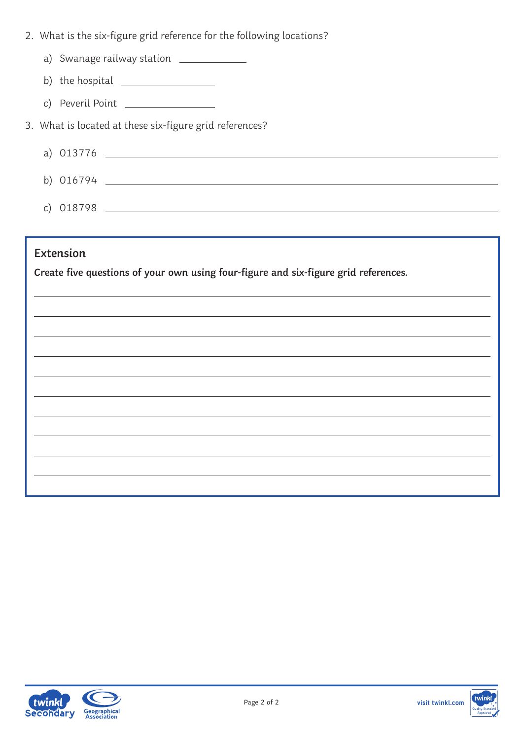2. What is the six-figure grid reference for the following locations?

   a) Swanage railway station ____________

   b) the hospital ________________

   c) Peveril Point ________________

3. What is located at these six-figure grid references?

   a) 013776 ________________________________________________

   b) 016794 ________________________________________________

   c) 018798 ________________________________________________

## Extension

**Create five questions of your own using four-figure and six-figure grid references.**

______________________________________________________________________

______________________________________________________________________

______________________________________________________________________

______________________________________________________________________

______________________________________________________________________

______________________________________________________________________

______________________________________________________________________

______________________________________________________________________

______________________________________________________________________

______________________________________________________________________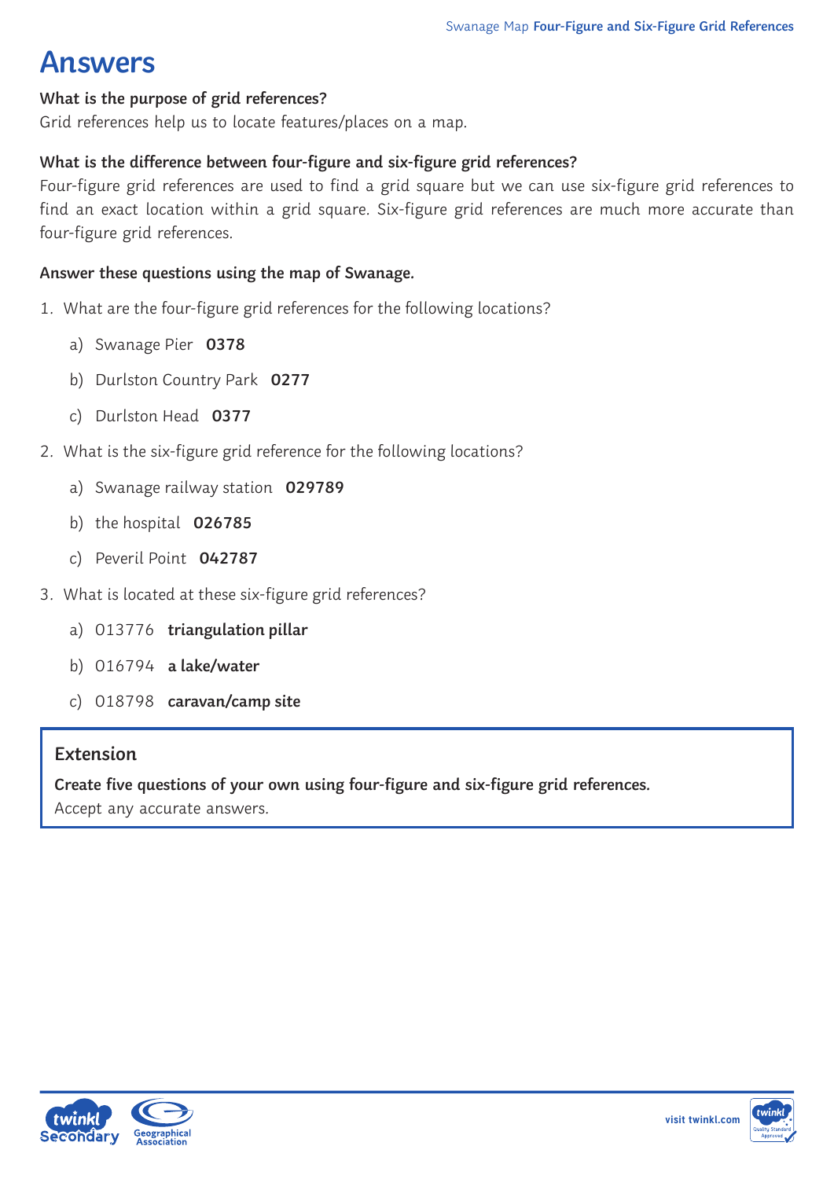# Answers

**What is the purpose of grid references?**

Grid references help us to locate features/places on a map.

**What is the difference between four-figure and six-figure grid references?**

Four-figure grid references are used to find a grid square but we can use six-figure grid references to find an exact location within a grid square. Six-figure grid references are much more accurate than four-figure grid references.

**Answer these questions using the map of Swanage.**

1. What are the four-figure grid references for the following locations?
   a) Swanage Pier **0378**
   b) Durlston Country Park **0277**
   c) Durlston Head **0377**
2. What is the six-figure grid reference for the following locations?
   a) Swanage railway station **029789**
   b) the hospital **026785**
   c) Peveril Point **042787**
3. What is located at these six-figure grid references?
   a) 013776 **triangulation pillar**
   b) 016794 **a lake/water**
   c) 018798 **caravan/camp site**

## Extension

**Create five questions of your own using four-figure and six-figure grid references.**

Accept any accurate answers.